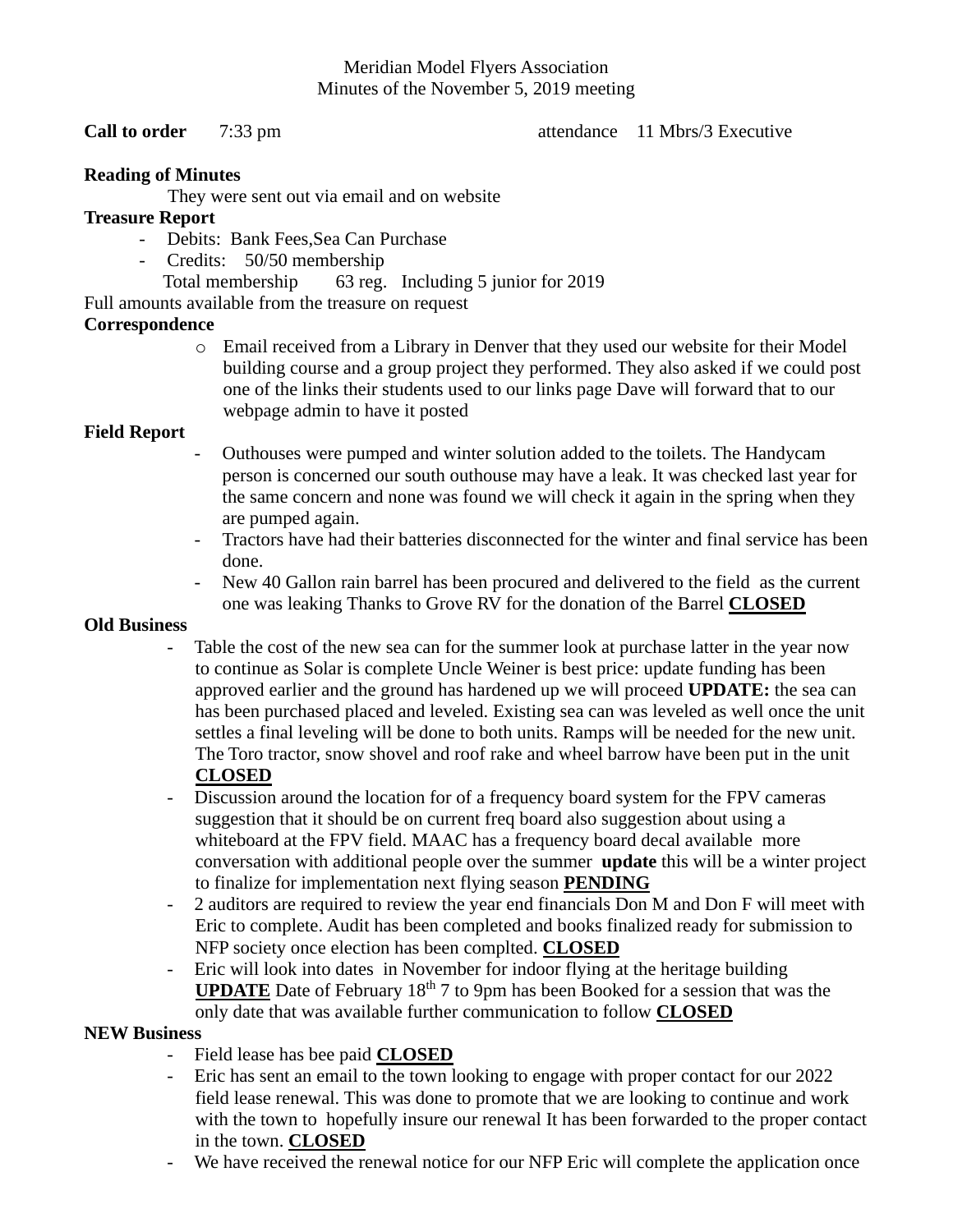Meridian Model Flyers Association
Minutes of the November 5, 2019 meeting

**Call to order** 7:33 pm attendance 11 Mbrs/3 Executive

**Reading of Minutes**

They were sent out via email and on website

**Treasure Report**

- Debits: Bank Fees,Sea Can Purchase
- Credits: 50/50 membership

Total membership 63 reg. Including 5 junior for 2019

Full amounts available from the treasure on request

**Correspondence**

- Email received from a Library in Denver that they used our website for their Model building course and a group project they performed. They also asked if we could post one of the links their students used to our links page Dave will forward that to our webpage admin to have it posted

**Field Report**

- Outhouses were pumped and winter solution added to the toilets. The Handycam person is concerned our south outhouse may have a leak. It was checked last year for the same concern and none was found we will check it again in the spring when they are pumped again.
- Tractors have had their batteries disconnected for the winter and final service has been done.
- New 40 Gallon rain barrel has been procured and delivered to the field as the current one was leaking Thanks to Grove RV for the donation of the Barrel **CLOSED**

**Old Business**

- Table the cost of the new sea can for the summer look at purchase latter in the year now to continue as Solar is complete Uncle Weiner is best price: update funding has been approved earlier and the ground has hardened up we will proceed **UPDATE:** the sea can has been purchased placed and leveled. Existing sea can was leveled as well once the unit settles a final leveling will be done to both units. Ramps will be needed for the new unit. The Toro tractor, snow shovel and roof rake and wheel barrow have been put in the unit **CLOSED**
- Discussion around the location for of a frequency board system for the FPV cameras suggestion that it should be on current freq board also suggestion about using a whiteboard at the FPV field. MAAC has a frequency board decal available more conversation with additional people over the summer **update** this will be a winter project to finalize for implementation next flying season **PENDING**
- 2 auditors are required to review the year end financials Don M and Don F will meet with Eric to complete. Audit has been completed and books finalized ready for submission to NFP society once election has been complted. **CLOSED**
- Eric will look into dates in November for indoor flying at the heritage building **UPDATE** Date of February 18th 7 to 9pm has been Booked for a session that was the only date that was available further communication to follow **CLOSED**

**NEW Business**

- Field lease has bee paid **CLOSED**
- Eric has sent an email to the town looking to engage with proper contact for our 2022 field lease renewal. This was done to promote that we are looking to continue and work with the town to hopefully insure our renewal It has been forwarded to the proper contact in the town. **CLOSED**
- We have received the renewal notice for our NFP Eric will complete the application once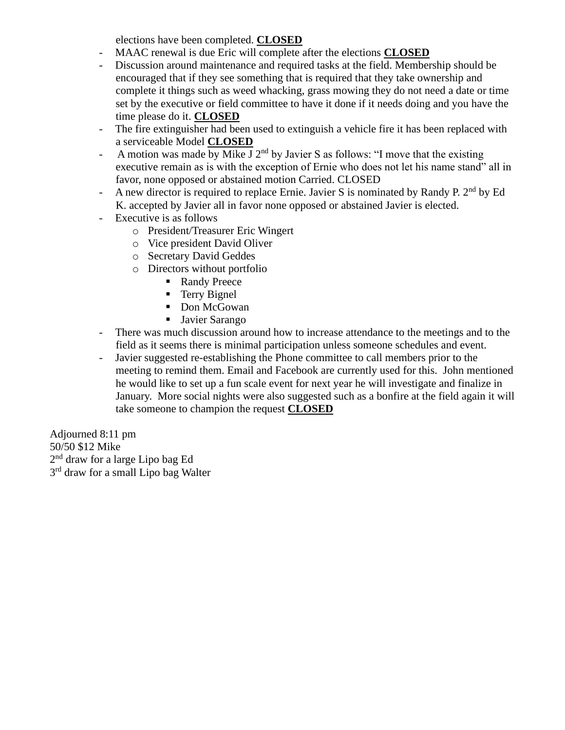elections have been completed. **CLOSED**

- MAAC renewal is due Eric will complete after the elections **CLOSED**
- Discussion around maintenance and required tasks at the field. Membership should be encouraged that if they see something that is required that they take ownership and complete it things such as weed whacking, grass mowing they do not need a date or time set by the executive or field committee to have it done if it needs doing and you have the time please do it. **CLOSED**
- The fire extinguisher had been used to extinguish a vehicle fire it has been replaced with a serviceable Model **CLOSED**
- A motion was made by Mike J 2nd by Javier S as follows: "I move that the existing executive remain as is with the exception of Ernie who does not let his name stand" all in favor, none opposed or abstained motion Carried. CLOSED
- A new director is required to replace Ernie. Javier S is nominated by Randy P. 2nd by Ed K. accepted by Javier all in favor none opposed or abstained Javier is elected.
- Executive is as follows
  - President/Treasurer Eric Wingert
  - Vice president David Oliver
  - Secretary David Geddes
  - Directors without portfolio
    - Randy Preece
    - Terry Bignel
    - Don McGowan
    - Javier Sarango
- There was much discussion around how to increase attendance to the meetings and to the field as it seems there is minimal participation unless someone schedules and event.
- Javier suggested re-establishing the Phone committee to call members prior to the meeting to remind them. Email and Facebook are currently used for this. John mentioned he would like to set up a fun scale event for next year he will investigate and finalize in January. More social nights were also suggested such as a bonfire at the field again it will take someone to champion the request **CLOSED**

Adjourned 8:11 pm
50/50 $12 Mike
2nd draw for a large Lipo bag Ed
3rd draw for a small Lipo bag Walter